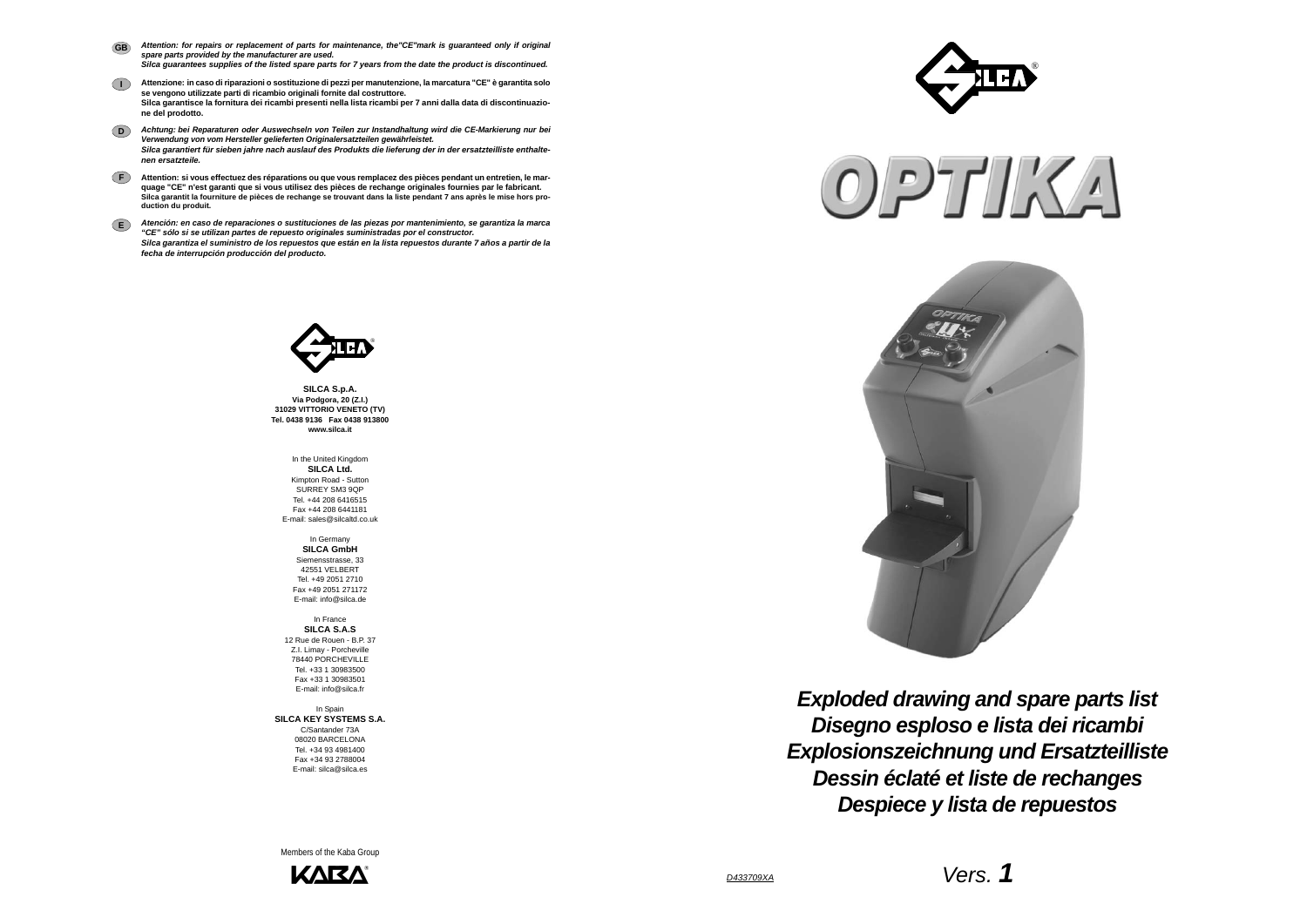**GB** *Attention: for repairs or replacement of parts for maintenance, the"CE"mark is guaranteed only if original spare parts provided by the manufacturer are used.*
*Silca guarantees supplies of the listed spare parts for 7 years from the date the product is discontinued.*

**I** **Attenzione: in caso di riparazioni o sostituzione di pezzi per manutenzione, la marcatura "CE" è garantita solo se vengono utilizzate parti di ricambio originali fornite dal costruttore.**
**Silca garantisce la fornitura dei ricambi presenti nella lista ricambi per 7 anni dalla data di discontinuazione del prodotto.**

**D** *Achtung: bei Reparaturen oder Auswechseln von Teilen zur Instandhaltung wird die CE-Markierung nur bei Verwendung von vom Hersteller gelieferten Originalersatzteilen gewährleistet.*
*Silca garantiert für sieben jahre nach auslauf des Produkts die lieferung der in der ersatzteilliste enthaltenen ersatzteile.*

**F** **Attention: si vous effectuez des réparations ou que vous remplacez des pièces pendant un entretien, le marquage "CE" n'est garanti que si vous utilisez des pièces de rechange originales fournies par le fabricant.**
**Silca garantit la fourniture de pièces de rechange se trouvant dans la liste pendant 7 ans après le mise hors production du produit.**

**E** *Atención: en caso de reparaciones o sustituciones de las piezas por mantenimiento, se garantiza la marca "CE" sólo si se utilizan partes de repuesto originales suministradas por el constructor.*
*Silca garantiza el suministro de los repuestos que están en la lista repuestos durante 7 años a partir de la fecha de interrupción producción del producto.*

**SILCA S.p.A.**
**Via Podgora, 20 (Z.I.)**
**31029 VITTORIO VENETO (TV)**
**Tel. 0438 9136 Fax 0438 913800**
**www.silca.it**

In the United Kingdom
**SILCA Ltd.**
Kimpton Road - Sutton
SURREY SM3 9QP
Tel. +44 208 6416515
Fax +44 208 6441181
E-mail: sales@silcaltd.co.uk

In Germany
**SILCA GmbH**
Siemensstrasse, 33
42551 VELBERT
Tel. +49 2051 2710
Fax +49 2051 271172
E-mail: info@silca.de

In France
**SILCA S.A.S**
12 Rue de Rouen - B.P. 37
Z.I. Limay - Porcheville
78440 PORCHEVILLE
Tel. +33 1 30983500
Fax +33 1 30983501
E-mail: info@silca.fr

In Spain
**SILCA KEY SYSTEMS S.A.**
C/Santander 73A
08020 BARCELONA
Tel. +34 93 4981400
Fax +34 93 2788004
E-mail: silca@silca.es

Members of the Kaba Group

# OPTIKA

## *Exploded drawing and spare parts list*
## *Disegno esploso e lista dei ricambi*
## *Explosionszeichnung und Ersatzteilliste*
## *Dessin éclaté et liste de rechanges*
## *Despiece y lista de repuestos*

D433709XA

*Vers.* **1**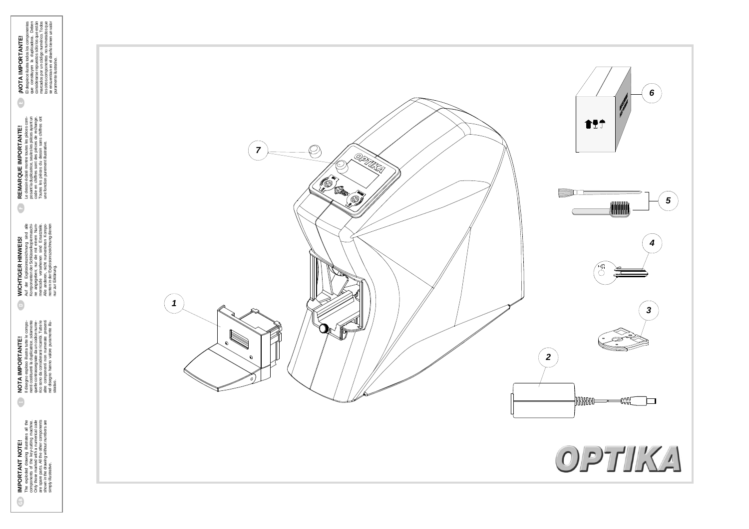## IMPORTANT NOTE!

The exploded drawing illustrates all the components of the key-cutting machine. Only those marked with a numerical code are spare parts. All the other components shown in the drawing without numbers are simply illustrative.

## NOTA IMPORTANTE!

Il disegno esploso illustra tutte le componenti costituenti la duplicatrice: solamente quelle contrassegnate da un codice numerico sono da considerarsi ricambi. Tutte le altre componenti non numerate presenti nel disegno hanno valore puramente illustrativo.

## WICHTIGER HINWEIS!

Auf der Explosionszeichnung sind alle Komponenten der Schlüsselkopiermaschine angegeben; nur die mit einem Nummerncode versehenen sind Ersatzteile. Alle anderen, nicht numerierten Komponenten in der Explosionszeichnung dienen nur zur Erklärung.

## REMARQUE IMPORTANTE!

Le dessin éclaté montre toutes les pièces composant la duplicatrice, seules les pièces ayant un code en chiffres sont des pièces de rechange. Toutes les pièces du dessin sans chiffres ont une fonction purement illustrative.

## ¡NOTA IMPORTANTE!

El despiece ilustra todos los componentes que constituyen la duplicadora. Deben considerarse repuestos sólo los que están marcados por un código numérico. Todos los otros componentes no numerados que se encuentran en el diseño tienen un valor puramente ilustrativo.

7

6

5

4

1

3

2

OPTIKA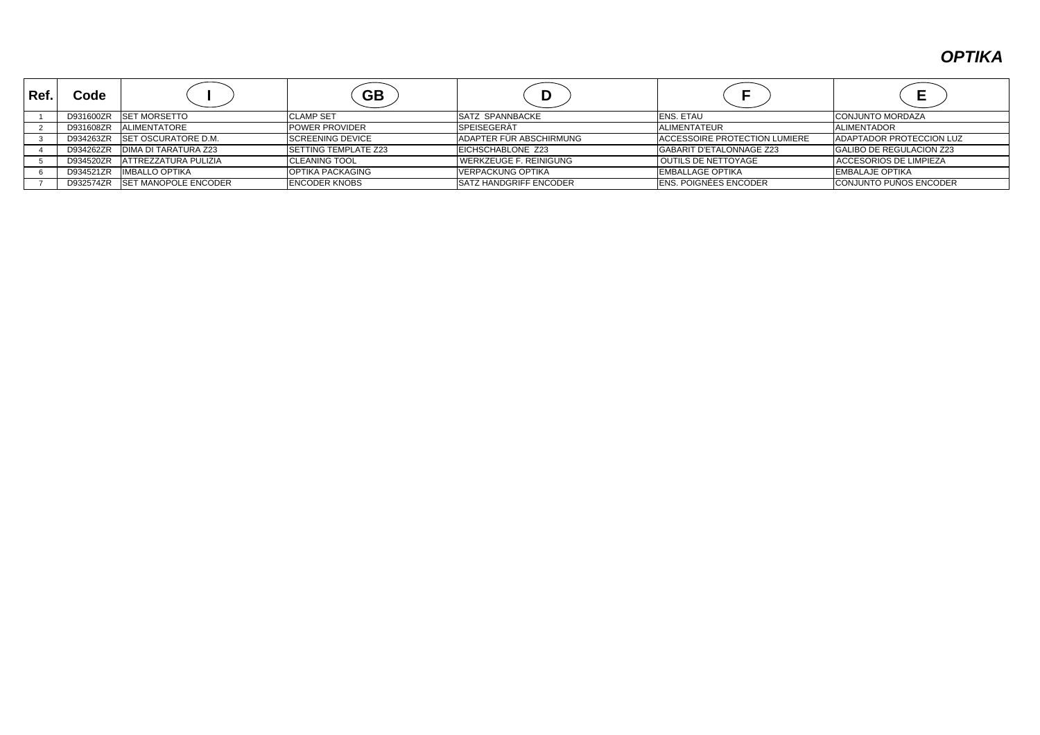# *OPTIKA*

| Ref. | Code | I | GB | D | F | E |
|---|---|---|---|---|---|---|
| 1 | D931600ZR | SET MORSETTO | CLAMP SET | SATZ SPANNBACKE | ENS. ETAU | CONJUNTO MORDAZA |
| 2 | D931608ZR | ALIMENTATORE | POWER PROVIDER | SPEISEGERÄT | ALIMENTATEUR | ALIMENTADOR |
| 3 | D934263ZR | SET OSCURATORE D.M. | SCREENING DEVICE | ADAPTER FÜR ABSCHIRMUNG | ACCESSOIRE PROTECTION LUMIERE | ADAPTADOR PROTECCION LUZ |
| 4 | D934262ZR | DIMA DI TARATURA Z23 | SETTING TEMPLATE Z23 | EICHSCHABLONE Z23 | GABARIT D'ETALONNAGE Z23 | GALIBO DE REGULACION Z23 |
| 5 | D934520ZR | ATTREZZATURA PULIZIA | CLEANING TOOL | WERKZEUGE F. REINIGUNG | OUTILS DE NETTOYAGE | ACCESORIOS DE LIMPIEZA |
| 6 | D934521ZR | IMBALLO OPTIKA | OPTIKA PACKAGING | VERPACKUNG OPTIKA | EMBALLAGE OPTIKA | EMBALAJE OPTIKA |
| 7 | D932574ZR | SET MANOPOLE ENCODER | ENCODER KNOBS | SATZ HANDGRIFF ENCODER | ENS. POIGNÉES ENCODER | CONJUNTO PUÑOS ENCODER |